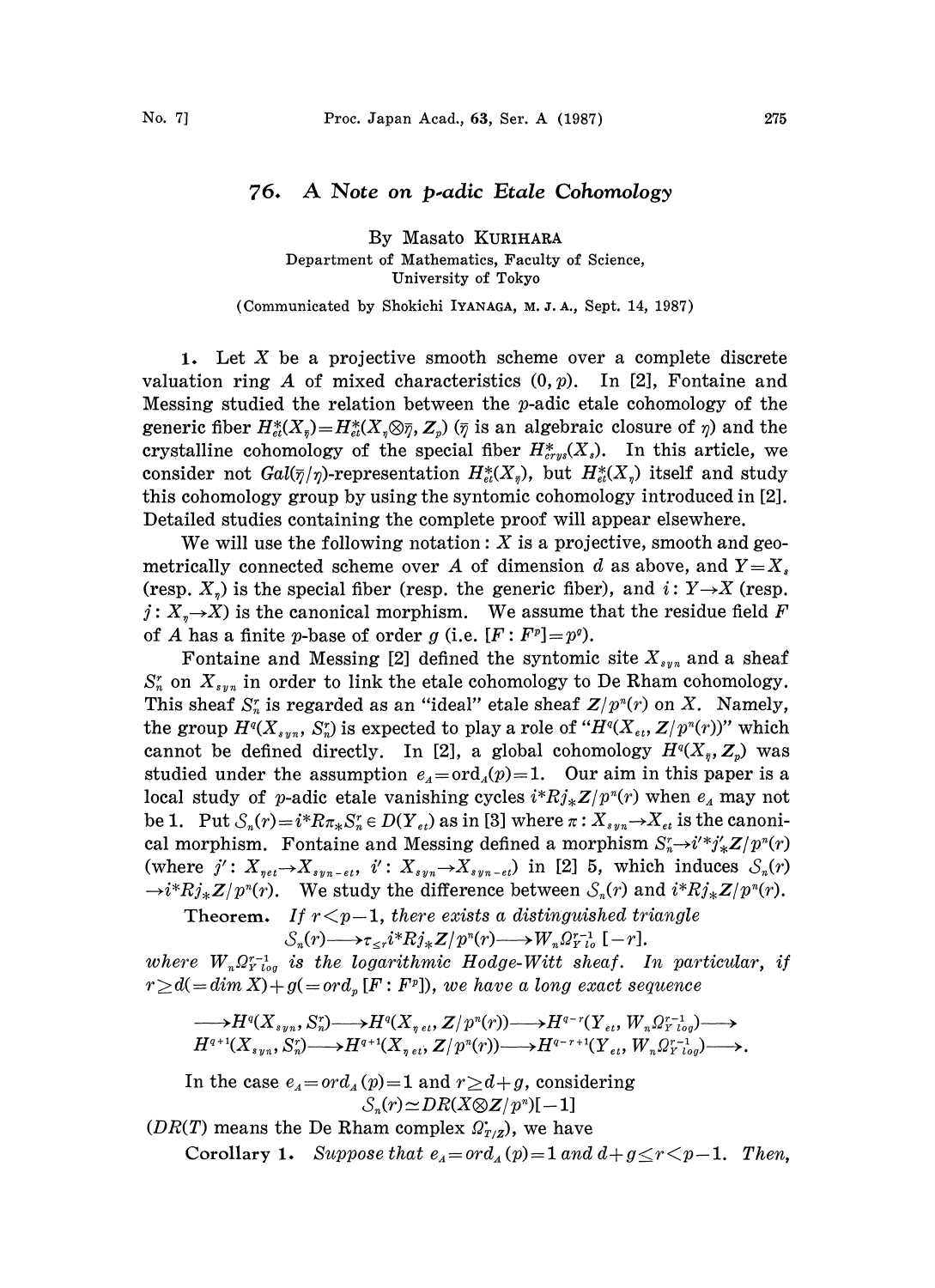# 76. A Note on $p$-adic Etale Cohomology

By Masato KURIHARA

Department of Mathematics, Faculty of Science, University of Tokyo

(Communicated by Shokichi IYANAGA, M. J. A., Sept. 14, 1987)

1. Let $X$ be a projective smooth scheme over a complete discrete valuation ring $A$ of mixed characteristics $(0, p)$. In [2], Fontaine and Messing studied the relation between the $p$-adic etale cohomology of the generic fiber $H^*_{et}(X_{\bar{\eta}}) = H^*_{et}(X_\eta \otimes \bar{\eta}, \mathbf{Z}_p)$ ($\bar{\eta}$ is an algebraic closure of $\eta$) and the crystalline cohomology of the special fiber $H^*_{crys}(X_s)$. In this article, we consider not $Gal(\bar{\eta}/\eta)$-representation $H^*_{et}(X_{\bar{\eta}})$, but $H^*_{et}(X_\eta)$ itself and study this cohomology group by using the syntomic cohomology introduced in [2]. Detailed studies containing the complete proof will appear elsewhere.

We will use the following notation: $X$ is a projective, smooth and geometrically connected scheme over $A$ of dimension $d$ as above, and $Y = X_s$ (resp. $X_\eta$) is the special fiber (resp. the generic fiber), and $i: Y \to X$ (resp. $j: X_\eta \to X$) is the canonical morphism. We assume that the residue field $F$ of $A$ has a finite $p$-base of order $g$ (i.e. $[F : F^p] = p^g$).

Fontaine and Messing [2] defined the syntomic site $X_{syn}$ and a sheaf $S^r_n$ on $X_{syn}$ in order to link the etale cohomology to De Rham cohomology. This sheaf $S^r_n$ is regarded as an "ideal" etale sheaf $\mathbf{Z}/p^n(r)$ on $X$. Namely, the group $H^q(X_{syn}, S^r_n)$ is expected to play a role of "$H^q(X_{et}, \mathbf{Z}/p^n(r))$" which cannot be defined directly. In [2], a global cohomology $H^q(X_{\bar{\eta}}, \mathbf{Z}_p)$ was studied under the assumption $e_A = \mathrm{ord}_A(p) = 1$. Our aim in this paper is a local study of $p$-adic etale vanishing cycles $i^*Rj_*\mathbf{Z}/p^n(r)$ when $e_A$ may not be 1. Put $\mathcal{S}_n(r) = i^*R\pi_*S^r_n \in D(Y_{et})$ as in [3] where $\pi: X_{syn} \to X_{et}$ is the canonical morphism. Fontaine and Messing defined a morphism $S^r_n \to i'^*j'_*\mathbf{Z}/p^n(r)$ (where $j': X_{\eta et} \to X_{syn-et}$, $i': X_{syn} \to X_{syn-et}$) in [2] 5, which induces $\mathcal{S}_n(r) \to i^*Rj_*\mathbf{Z}/p^n(r)$. We study the difference between $\mathcal{S}_n(r)$ and $i^*Rj_*\mathbf{Z}/p^n(r)$.

**Theorem.** *If $r < p-1$, there exists a distinguished triangle*

$$\mathcal{S}_n(r) \longrightarrow \tau_{\leq r} i^*Rj_*\mathbf{Z}/p^n(r) \longrightarrow W_n\Omega^{r-1}_{Y\,log}\,[-r].$$

*where $W_n\Omega^{r-1}_{Y\,log}$ is the logarithmic Hodge-Witt sheaf. In particular, if $r \geq d (= \dim X) + g (= \mathrm{ord}_p\,[F : F^p])$, we have a long exact sequence*

$$\begin{aligned}&\longrightarrow H^q(X_{syn}, S^r_n) \longrightarrow H^q(X_{\eta\,et}, \mathbf{Z}/p^n(r)) \longrightarrow H^{q-r}(Y_{et}, W_n\Omega^{r-1}_{Y\,log}) \longrightarrow \\ &H^{q+1}(X_{syn}, S^r_n) \longrightarrow H^{q+1}(X_{\eta\,et}, \mathbf{Z}/p^n(r)) \longrightarrow H^{q-r+1}(Y_{et}, W_n\Omega^{r-1}_{Y\,log}) \longrightarrow.\end{aligned}$$

In the case $e_A = \mathrm{ord}_A(p) = 1$ and $r \geq d+g$, considering

$$\mathcal{S}_n(r) \simeq DR(X \otimes \mathbf{Z}/p^n)[-1]$$

($DR(T)$ means the De Rham complex $\Omega^\cdot_{T/\mathbf{Z}}$), we have

**Corollary 1.** *Suppose that $e_A = \mathrm{ord}_A(p) = 1$ and $d+g \leq r < p-1$. Then,*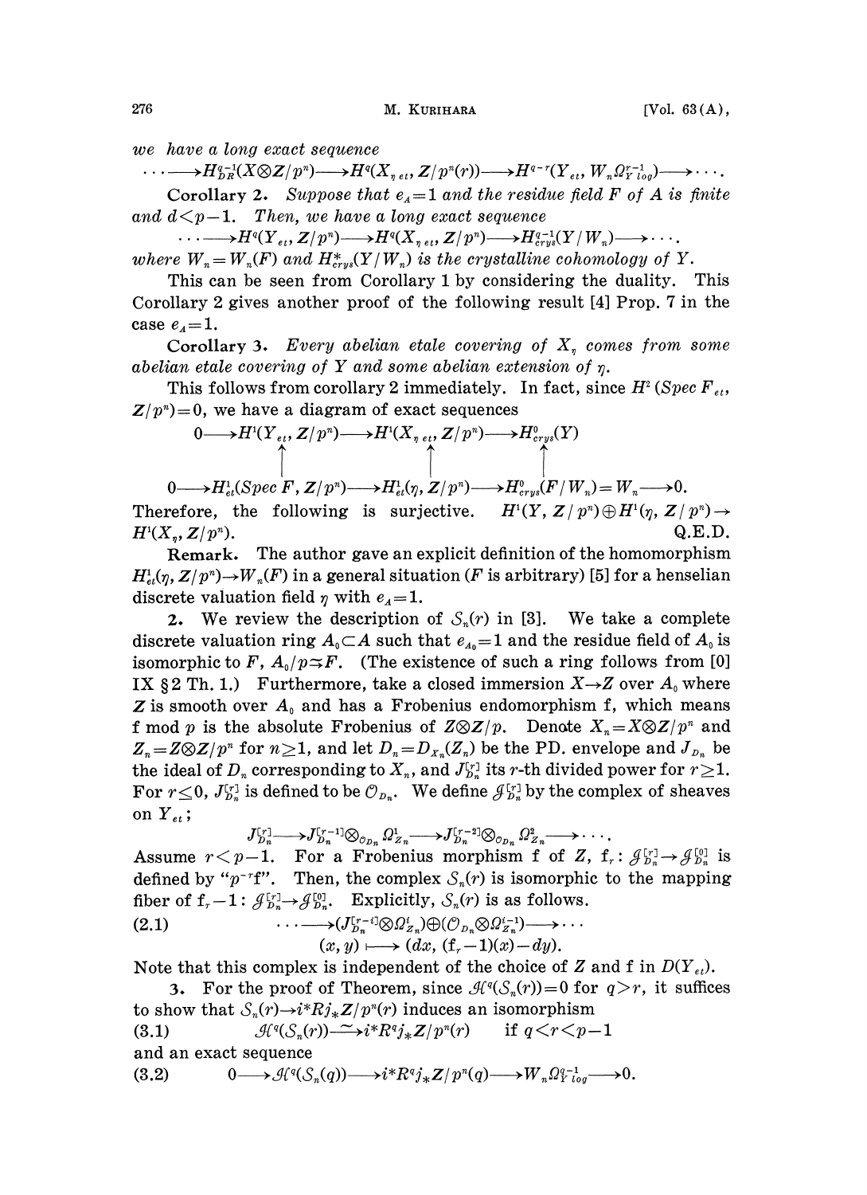we have a long exact sequence

$$\cdots \longrightarrow H^{q-1}_{DR}(X \otimes Z/p^n) \longrightarrow H^q(X_{\eta\, et}, Z/p^n(r)) \longrightarrow H^{q-r}(Y_{et}, W_n\Omega^{r-1}_{Y\, log}) \longrightarrow \cdots.$$

**Corollary 2.** *Suppose that $e_A=1$ and the residue field $F$ of $A$ is finite and $d<p-1$. Then, we have a long exact sequence*

$$\cdots \longrightarrow H^q(Y_{et}, Z/p^n) \longrightarrow H^q(X_{\eta\, et}, Z/p^n) \longrightarrow H^{q-1}_{crys}(Y/W_n) \longrightarrow \cdots.$$

*where $W_n = W_n(F)$ and $H^*_{crys}(Y/W_n)$ is the crystalline cohomology of $Y$.*

This can be seen from Corollary 1 by considering the duality. This Corollary 2 gives another proof of the following result [4] Prop. 7 in the case $e_A=1$.

**Corollary 3.** *Every abelian etale covering of $X_\eta$ comes from some abelian etale covering of $Y$ and some abelian extension of $\eta$.*

This follows from corollary 2 immediately. In fact, since $H^2(Spec\, F_{et}, Z/p^n)=0$, we have a diagram of exact sequences

$$\begin{array}{ccccccc}
0 \longrightarrow & H^1(Y_{et}, Z/p^n) & \longrightarrow & H^1(X_{\eta\, et}, Z/p^n) & \longrightarrow & H^0_{crys}(Y) & \\
& \uparrow & & \uparrow & & \uparrow & \\
0 \longrightarrow & H^1_{et}(Spec\, F, Z/p^n) & \longrightarrow & H^1_{et}(\eta, Z/p^n) & \longrightarrow & H^0_{crys}(F/W_n) = W_n & \longrightarrow 0.
\end{array}$$

Therefore, the following is surjective. $H^1(Y, Z/p^n) \oplus H^1(\eta, Z/p^n) \to H^1(X_\eta, Z/p^n)$. Q.E.D.

**Remark.** The author gave an explicit definition of the homomorphism $H^1_{et}(\eta, Z/p^n) \to W_n(F)$ in a general situation ($F$ is arbitrary) [5] for a henselian discrete valuation field $\eta$ with $e_A=1$.

**2.** We review the description of $\mathcal{S}_n(r)$ in [3]. We take a complete discrete valuation ring $A_0 \subset A$ such that $e_{A_0}=1$ and the residue field of $A_0$ is isomorphic to $F$, $A_0/p \simeq F$. (The existence of such a ring follows from [0] IX §2 Th. 1.) Furthermore, take a closed immersion $X \to Z$ over $A_0$ where $Z$ is smooth over $A_0$ and has a Frobenius endomorphism f, which means f mod $p$ is the absolute Frobenius of $Z \otimes Z/p$. Denote $X_n = X \otimes Z/p^n$ and $Z_n = Z \otimes Z/p^n$ for $n \geq 1$, and let $D_n = D_{X_n}(Z_n)$ be the PD. envelope and $J_{D_n}$ be the ideal of $D_n$ corresponding to $X_n$, and $J^{[r]}_{D_n}$ its $r$-th divided power for $r \geq 1$. For $r \leq 0$, $J^{[r]}_{D_n}$ is defined to be $\mathcal{O}_{D_n}$. We define $\mathcal{J}^{[r]}_{D_n}$ by the complex of sheaves on $Y_{et}$;

$$J^{[r]}_{D_n} \longrightarrow J^{[r-1]}_{D_n} \otimes_{\mathcal{O}_{D_n}} \Omega^1_{Z_n} \longrightarrow J^{[r-2]}_{D_n} \otimes_{\mathcal{O}_{D_n}} \Omega^2_{Z_n} \longrightarrow \cdots.$$

Assume $r<p-1$. For a Frobenius morphism f of $Z$, $\mathrm{f}_r : \mathcal{J}^{[r]}_{D_n} \to \mathcal{J}^{[0]}_{D_n}$ is defined by "$p^{-r}$f". Then, the complex $\mathcal{S}_n(r)$ is isomorphic to the mapping fiber of $\mathrm{f}_r - 1 : \mathcal{J}^{[r]}_{D_n} \to \mathcal{J}^{[0]}_{D_n}$. Explicitly, $\mathcal{S}_n(r)$ is as follows.

$$\cdots \longrightarrow (J^{[r-i]}_{D_n} \otimes \Omega^i_{Z_n}) \oplus (\mathcal{O}_{D_n} \otimes \Omega^{i-1}_{Z_n}) \longrightarrow \cdots \tag{2.1}$$

$$(x, y) \longmapsto (dx, (\mathrm{f}_r - 1)(x) - dy).$$

Note that this complex is independent of the choice of $Z$ and f in $D(Y_{et})$.

**3.** For the proof of Theorem, since $\mathcal{H}^q(\mathcal{S}_n(r))=0$ for $q>r$, it suffices to show that $\mathcal{S}_n(r) \to i^*Rj_*Z/p^n(r)$ induces an isomorphism

$$\mathcal{H}^q(\mathcal{S}_n(r)) \xrightarrow{\sim} i^*R^qj_*Z/p^n(r) \quad \text{if } q<r<p-1 \tag{3.1}$$

and an exact sequence

$$0 \longrightarrow \mathcal{H}^q(\mathcal{S}_n(q)) \longrightarrow i^*R^qj_*Z/p^n(q) \longrightarrow W_n\Omega^{q-1}_{Y\, log} \longrightarrow 0. \tag{3.2}$$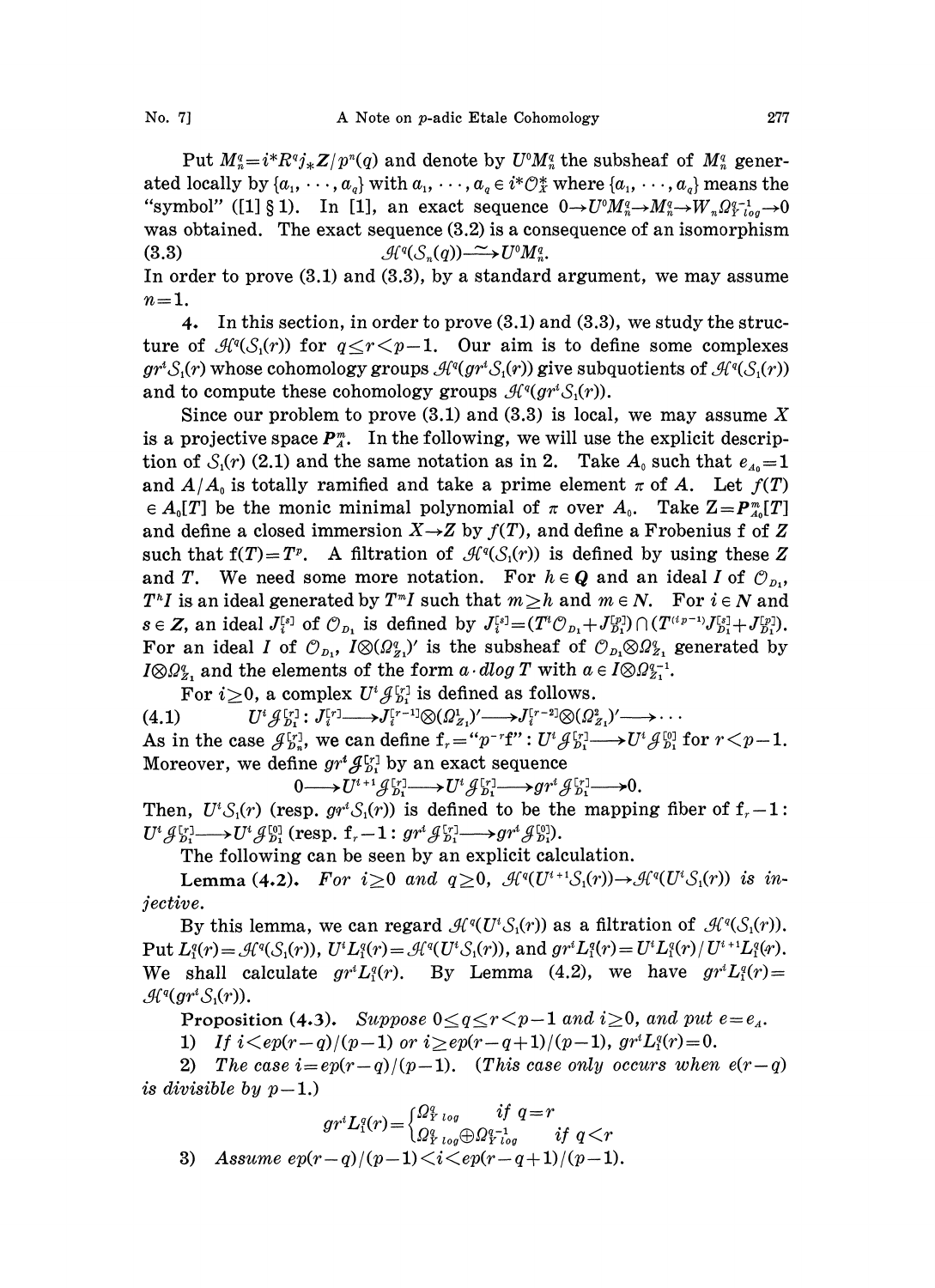Put $M_n^q = i^* R^q j_* \mathbf{Z}/p^n(q)$ and denote by $U^0 M_n^q$ the subsheaf of $M_n^q$ generated locally by $\{a_1, \cdots, a_q\}$ with $a_1, \cdots, a_q \in i^* \mathcal{O}_X^*$ where $\{a_1, \cdots, a_q\}$ means the "symbol" ([1] § 1). In [1], an exact sequence $0 \to U^0 M_n^q \to M_n^q \to W_n \Omega_{Y\,log}^{q-1} \to 0$ was obtained. The exact sequence (3.2) is a consequence of an isomorphism

$$\mathcal{H}^q(\mathcal{S}_n(q)) \xrightarrow{\sim} U^0 M_n^q. \tag{3.3}$$

In order to prove (3.1) and (3.3), by a standard argument, we may assume $n=1$.

**4.** In this section, in order to prove (3.1) and (3.3), we study the structure of $\mathcal{H}^q(\mathcal{S}_1(r))$ for $q \le r < p-1$. Our aim is to define some complexes $gr^i \mathcal{S}_1(r)$ whose cohomology groups $\mathcal{H}^q(gr^i \mathcal{S}_1(r))$ give subquotients of $\mathcal{H}^q(\mathcal{S}_1(r))$ and to compute these cohomology groups $\mathcal{H}^q(gr^i \mathcal{S}_1(r))$.

Since our problem to prove (3.1) and (3.3) is local, we may assume $X$ is a projective space $\boldsymbol{P}_A^m$. In the following, we will use the explicit description of $\mathcal{S}_1(r)$ (2.1) and the same notation as in 2. Take $A_0$ such that $e_{A_0}=1$ and $A/A_0$ is totally ramified and take a prime element $\pi$ of $A$. Let $f(T) \in A_0[T]$ be the monic minimal polynomial of $\pi$ over $A_0$. Take $Z = \boldsymbol{P}_{A_0}^m[T]$ and define a closed immersion $X \to Z$ by $f(T)$, and define a Frobenius f of $Z$ such that $\mathrm{f}(T) = T^p$. A filtration of $\mathcal{H}^q(\mathcal{S}_1(r))$ is defined by using these $Z$ and $T$. We need some more notation. For $h \in \boldsymbol{Q}$ and an ideal $I$ of $\mathcal{O}_{D_1}$, $T^h I$ is an ideal generated by $T^m I$ such that $m \ge h$ and $m \in \boldsymbol{N}$. For $i \in \boldsymbol{N}$ and $s \in \boldsymbol{Z}$, an ideal $J_i^{[s]}$ of $\mathcal{O}_{D_1}$ is defined by $J_i^{[s]} = (T^i \mathcal{O}_{D_1} + J_{D_1}^{[p]}) \cap (T^{(i/p-1)} J_{D_1}^{[s]} + J_{D_1}^{[p]})$. For an ideal $I$ of $\mathcal{O}_{D_1}$, $I \otimes (\Omega_{Z_1}^q)'$ is the subsheaf of $\mathcal{O}_{D_1} \otimes \Omega_{Z_1}^q$ generated by $I \otimes \Omega_{Z_1}^q$ and the elements of the form $a \cdot d\log T$ with $a \in I \otimes \Omega_{Z_1}^{q-1}$.

For $i \ge 0$, a complex $U^i \mathcal{J}_{D_1}^{[r]}$ is defined as follows.

$$U^i \mathcal{J}_{D_1}^{[r]} : J_i^{[r]} \longrightarrow J_i^{[r-1]} \otimes (\Omega_{Z_1}^1)' \longrightarrow J_i^{[r-2]} \otimes (\Omega_{Z_1}^2)' \longrightarrow \cdots \tag{4.1}$$

As in the case $\mathcal{J}_{D_n}^{[r]}$, we can define $\mathrm{f}_r = \text{"}p^{-r}\mathrm{f}\text{"} : U^i \mathcal{J}_{D_1}^{[r]} \longrightarrow U^i \mathcal{J}_{D_1}^{[0]}$ for $r < p-1$. Moreover, we define $gr^i \mathcal{J}_{D_1}^{[r]}$ by an exact sequence

$$0 \longrightarrow U^{i+1} \mathcal{J}_{D_1}^{[r]} \longrightarrow U^i \mathcal{J}_{D_1}^{[r]} \longrightarrow gr^i \mathcal{J}_{D_1}^{[r]} \longrightarrow 0.$$

Then, $U^i \mathcal{S}_1(r)$ (resp. $gr^i \mathcal{S}_1(r)$) is defined to be the mapping fiber of $\mathrm{f}_r - 1$: $U^i \mathcal{J}_{D_1}^{[r]} \longrightarrow U^i \mathcal{J}_{D_1}^{[0]}$ (resp. $\mathrm{f}_r - 1 : gr^i \mathcal{J}_{D_1}^{[r]} \longrightarrow gr^i \mathcal{J}_{D_1}^{[0]}$).

The following can be seen by an explicit calculation.

**Lemma (4.2).** *For $i \ge 0$ and $q \ge 0$, $\mathcal{H}^q(U^{i+1} \mathcal{S}_1(r)) \to \mathcal{H}^q(U^i \mathcal{S}_1(r))$ is injective.*

By this lemma, we can regard $\mathcal{H}^q(U^i \mathcal{S}_1(r))$ as a filtration of $\mathcal{H}^q(\mathcal{S}_1(r))$. Put $L_1^q(r) = \mathcal{H}^q(\mathcal{S}_1(r))$, $U^i L_1^q(r) = \mathcal{H}^q(U^i \mathcal{S}_1(r))$, and $gr^i L_1^q(r) = U^i L_1^q(r) / U^{i+1} L_1^q(r)$. We shall calculate $gr^i L_1^q(r)$. By Lemma (4.2), we have $gr^i L_1^q(r) = \mathcal{H}^q(gr^i \mathcal{S}_1(r))$.

**Proposition (4.3).** *Suppose $0 \le q \le r < p-1$ and $i \ge 0$, and put $e = e_A$.*

1) *If $i < ep(r-q)/(p-1)$ or $i \ge ep(r-q+1)/(p-1)$, $gr^i L_1^q(r) = 0$.*

2) *The case $i = ep(r-q)/(p-1)$. (This case only occurs when $e(r-q)$ is divisible by $p-1$.)*

$$gr^i L_1^q(r) = \begin{cases} \Omega_{Y\,log}^q & \text{if } q = r \\ \Omega_{Y\,log}^q \oplus \Omega_{Y\,log}^{q-1} & \text{if } q < r \end{cases}$$

3) *Assume $ep(r-q)/(p-1) < i < ep(r-q+1)/(p-1)$.*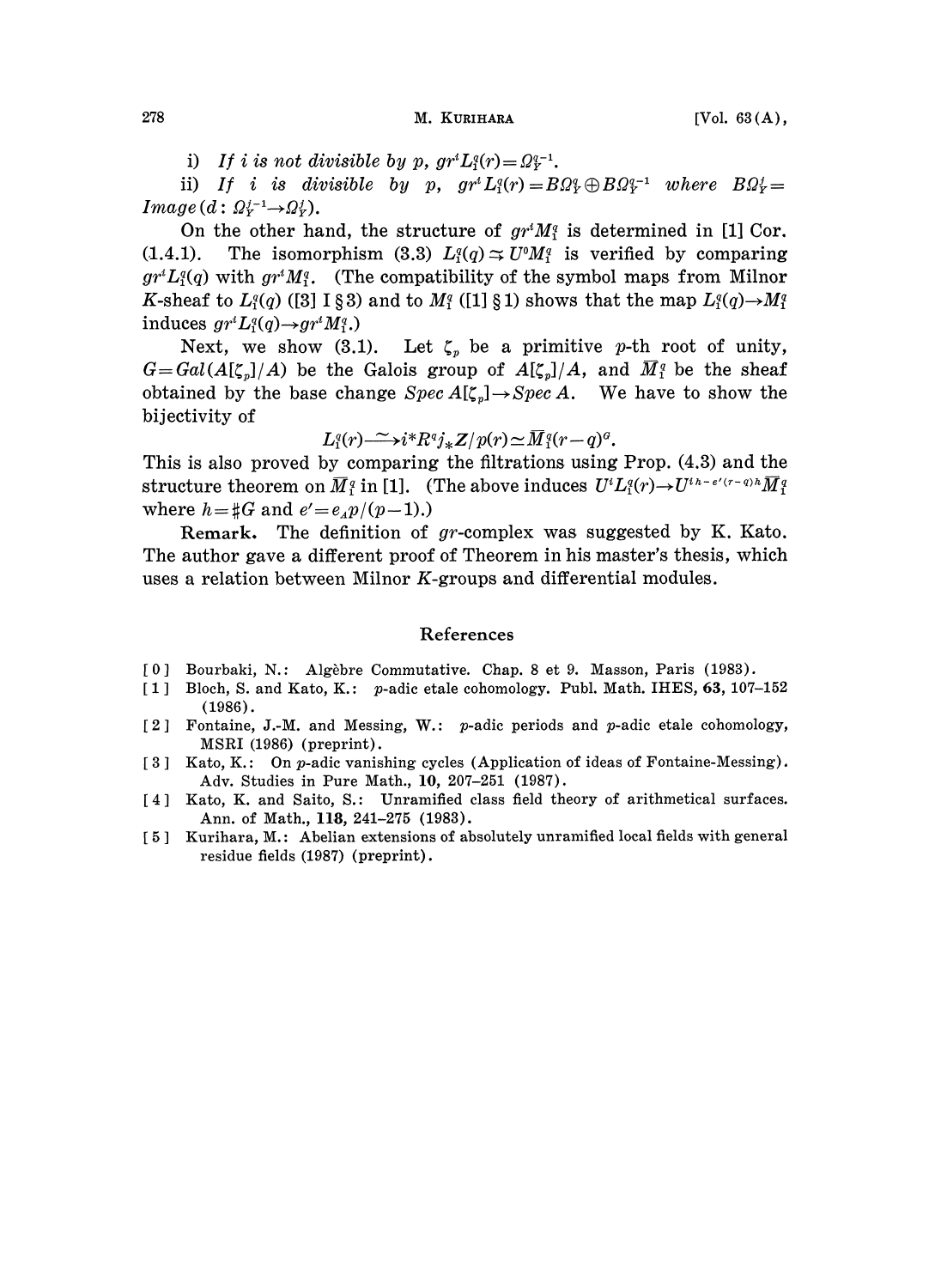i) *If $i$ is not divisible by $p$, $gr^i L_1^q(r) = \Omega_Y^{q-1}$.*

ii) *If $i$ is divisible by $p$, $gr^i L_1^q(r) = B\Omega_Y^q \oplus B\Omega_Y^{q-1}$ where $B\Omega_Y^j = Image(d: \Omega_Y^{j-1} \to \Omega_Y^j)$.*

On the other hand, the structure of $gr^i M_1^q$ is determined in [1] Cor. (1.4.1). The isomorphism (3.3) $L_1^q(q) \rightleftarrows U^0 M_1^q$ is verified by comparing $gr^i L_1^q(q)$ with $gr^i M_1^q$. (The compatibility of the symbol maps from Milnor $K$-sheaf to $L_1^q(q)$ ([3] I § 3) and to $M_1^q$ ([1] § 1) shows that the map $L_1^q(q) \to M_1^q$ induces $gr^i L_1^q(q) \to gr^i M_1^q$.)

Next, we show (3.1). Let $\zeta_p$ be a primitive $p$-th root of unity, $G = Gal(A[\zeta_p]/A)$ be the Galois group of $A[\zeta_p]/A$, and $\bar{M}_1^q$ be the sheaf obtained by the base change $Spec\, A[\zeta_p] \to Spec\, A$. We have to show the bijectivity of

$$L_1^q(r) \xrightarrow{\sim} i^* R^q j_* \mathbf{Z}/p(r) \simeq \bar{M}_1^q(r-q)^G.$$

This is also proved by comparing the filtrations using Prop. (4.3) and the structure theorem on $\bar{M}_1^q$ in [1]. (The above induces $U^i L_1^q(r) \to U^{ih - e'(r-q)h} \bar{M}_1^q$ where $h = \sharp G$ and $e' = e_A p/(p-1)$.)

**Remark.** The definition of $gr$-complex was suggested by K. Kato. The author gave a different proof of Theorem in his master's thesis, which uses a relation between Milnor $K$-groups and differential modules.

## References

[0] Bourbaki, N.: Algèbre Commutative. Chap. 8 et 9. Masson, Paris (1983).

[1] Bloch, S. and Kato, K.: $p$-adic etale cohomology. Publ. Math. IHES, **63**, 107–152 (1986).

[2] Fontaine, J.-M. and Messing, W.: $p$-adic periods and $p$-adic etale cohomology, MSRI (1986) (preprint).

[3] Kato, K.: On $p$-adic vanishing cycles (Application of ideas of Fontaine-Messing). Adv. Studies in Pure Math., **10**, 207–251 (1987).

[4] Kato, K. and Saito, S.: Unramified class field theory of arithmetical surfaces. Ann. of Math., **118**, 241–275 (1983).

[5] Kurihara, M.: Abelian extensions of absolutely unramified local fields with general residue fields (1987) (preprint).